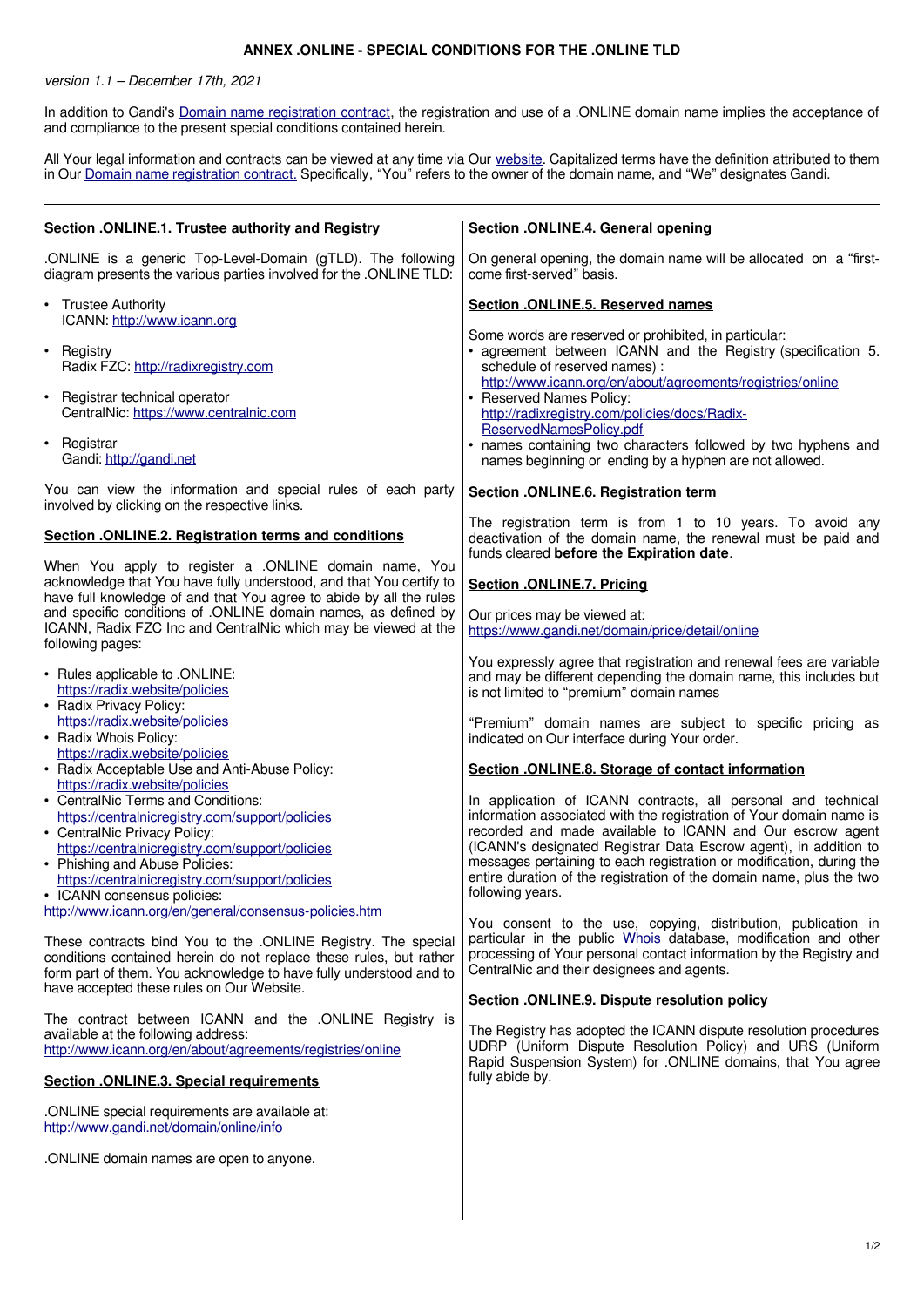# ANNEX .ONLINE - SPECIAL CONDITIONS FOR THE .ONLINE TLD

*version 1.1 – December 17th, 2021*

In addition to Gandi's Domain name registration contract, the registration and use of a .ONLINE domain name implies the acceptance of and compliance to the present special conditions contained herein.

All Your legal information and contracts can be viewed at any time via Our website. Capitalized terms have the definition attributed to them in Our Domain name registration contract. Specifically, "You" refers to the owner of the domain name, and "We" designates Gandi.

---

## Section .ONLINE.1. Trustee authority and Registry

.ONLINE is a generic Top-Level-Domain (gTLD). The following diagram presents the various parties involved for the .ONLINE TLD:

- Trustee Authority
  ICANN: http://www.icann.org
- Registry
  Radix FZC: http://radixregistry.com
- Registrar technical operator
  CentralNic: https://www.centralnic.com
- Registrar
  Gandi: http://gandi.net

You can view the information and special rules of each party involved by clicking on the respective links.

## Section .ONLINE.2. Registration terms and conditions

When You apply to register a .ONLINE domain name, You acknowledge that You have fully understood, and that You certify to have full knowledge of and that You agree to abide by all the rules and specific conditions of .ONLINE domain names, as defined by ICANN, Radix FZC Inc and CentralNic which may be viewed at the following pages:

- Rules applicable to .ONLINE:
  https://radix.website/policies
- Radix Privacy Policy:
  https://radix.website/policies
- Radix Whois Policy:
  https://radix.website/policies
- Radix Acceptable Use and Anti-Abuse Policy:
  https://radix.website/policies
- CentralNic Terms and Conditions:
  https://centralnicregistry.com/support/policies
- CentralNic Privacy Policy:
  https://centralnicregistry.com/support/policies
- Phishing and Abuse Policies:
  https://centralnicregistry.com/support/policies
- ICANN consensus policies:
  http://www.icann.org/en/general/consensus-policies.htm

These contracts bind You to the .ONLINE Registry. The special conditions contained herein do not replace these rules, but rather form part of them. You acknowledge to have fully understood and to have accepted these rules on Our Website.

The contract between ICANN and the .ONLINE Registry is available at the following address:
http://www.icann.org/en/about/agreements/registries/online

## Section .ONLINE.3. Special requirements

.ONLINE special requirements are available at:
http://www.gandi.net/domain/online/info

.ONLINE domain names are open to anyone.

## Section .ONLINE.4. General opening

On general opening, the domain name will be allocated on a "first-come first-served" basis.

## Section .ONLINE.5. Reserved names

Some words are reserved or prohibited, in particular:

- agreement between ICANN and the Registry (specification 5. schedule of reserved names) :
  http://www.icann.org/en/about/agreements/registries/online
- Reserved Names Policy:
  http://radixregistry.com/policies/docs/Radix-ReservedNamesPolicy.pdf
- names containing two characters followed by two hyphens and names beginning or ending by a hyphen are not allowed.

## Section .ONLINE.6. Registration term

The registration term is from 1 to 10 years. To avoid any deactivation of the domain name, the renewal must be paid and funds cleared **before the Expiration date**.

## Section .ONLINE.7. Pricing

Our prices may be viewed at:
https://www.gandi.net/domain/price/detail/online

You expressly agree that registration and renewal fees are variable and may be different depending the domain name, this includes but is not limited to "premium" domain names

"Premium" domain names are subject to specific pricing as indicated on Our interface during Your order.

## Section .ONLINE.8. Storage of contact information

In application of ICANN contracts, all personal and technical information associated with the registration of Your domain name is recorded and made available to ICANN and Our escrow agent (ICANN's designated Registrar Data Escrow agent), in addition to messages pertaining to each registration or modification, during the entire duration of the registration of the domain name, plus the two following years.

You consent to the use, copying, distribution, publication in particular in the public Whois database, modification and other processing of Your personal contact information by the Registry and CentralNic and their designees and agents.

## Section .ONLINE.9. Dispute resolution policy

The Registry has adopted the ICANN dispute resolution procedures UDRP (Uniform Dispute Resolution Policy) and URS (Uniform Rapid Suspension System) for .ONLINE domains, that You agree fully abide by.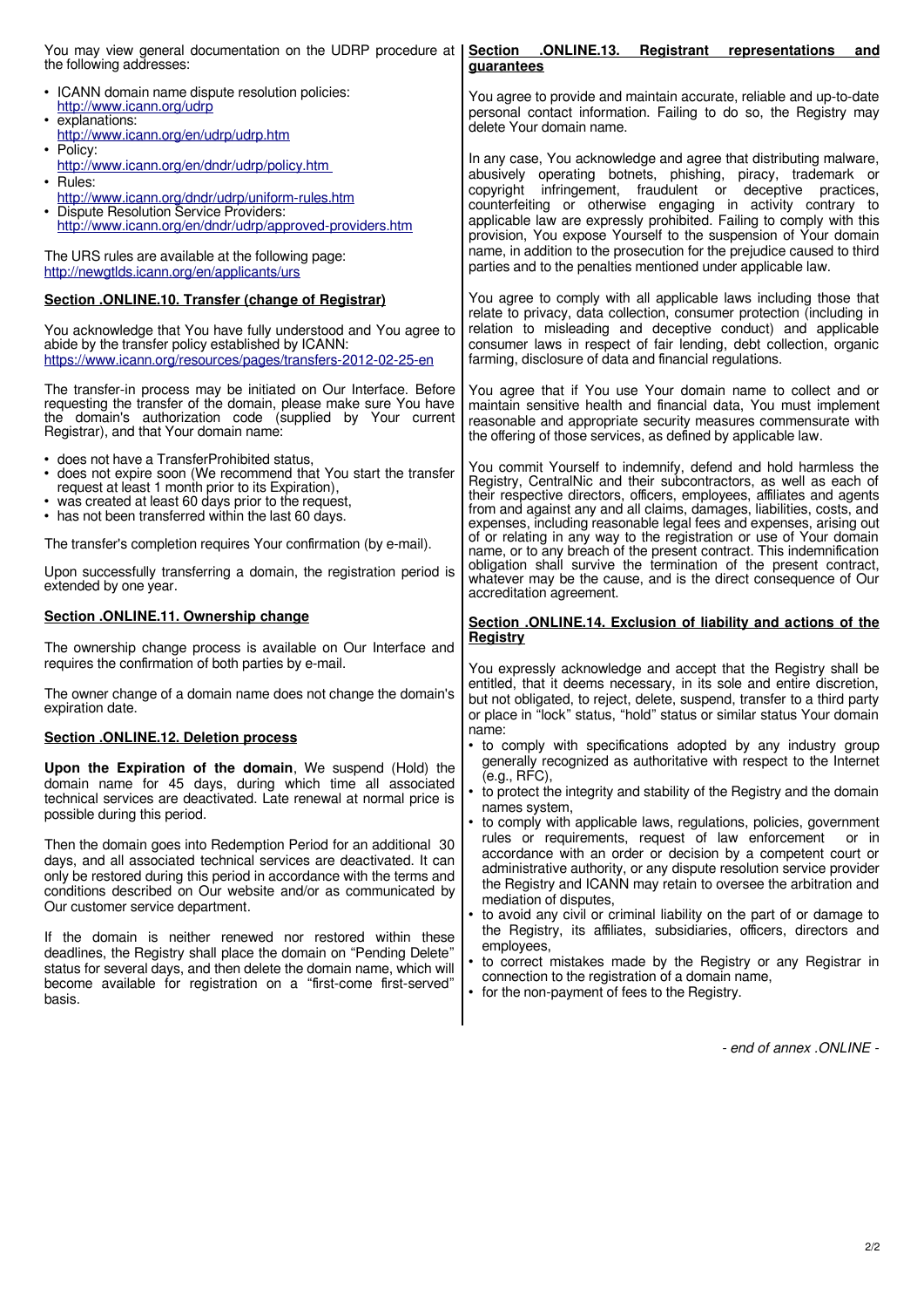You may view general documentation on the UDRP procedure at the following addresses:

- ICANN domain name dispute resolution policies: http://www.icann.org/udrp
- explanations: http://www.icann.org/en/udrp/udrp.htm
- Policy: http://www.icann.org/en/dndr/udrp/policy.htm
- Rules: http://www.icann.org/dndr/udrp/uniform-rules.htm
- Dispute Resolution Service Providers: http://www.icann.org/en/dndr/udrp/approved-providers.htm

The URS rules are available at the following page: http://newgtlds.icann.org/en/applicants/urs

## Section .ONLINE.10. Transfer (change of Registrar)

You acknowledge that You have fully understood and You agree to abide by the transfer policy established by ICANN: https://www.icann.org/resources/pages/transfers-2012-02-25-en

The transfer-in process may be initiated on Our Interface. Before requesting the transfer of the domain, please make sure You have the domain's authorization code (supplied by Your current Registrar), and that Your domain name:

- does not have a TransferProhibited status,
- does not expire soon (We recommend that You start the transfer request at least 1 month prior to its Expiration),
- was created at least 60 days prior to the request,
- has not been transferred within the last 60 days.

The transfer's completion requires Your confirmation (by e-mail).

Upon successfully transferring a domain, the registration period is extended by one year.

## Section .ONLINE.11. Ownership change

The ownership change process is available on Our Interface and requires the confirmation of both parties by e-mail.

The owner change of a domain name does not change the domain's expiration date.

## Section .ONLINE.12. Deletion process

**Upon the Expiration of the domain**, We suspend (Hold) the domain name for 45 days, during which time all associated technical services are deactivated. Late renewal at normal price is possible during this period.

Then the domain goes into Redemption Period for an additional 30 days, and all associated technical services are deactivated. It can only be restored during this period in accordance with the terms and conditions described on Our website and/or as communicated by Our customer service department.

If the domain is neither renewed nor restored within these deadlines, the Registry shall place the domain on "Pending Delete" status for several days, and then delete the domain name, which will become available for registration on a "first-come first-served" basis.

## Section .ONLINE.13. Registrant representations and guarantees

You agree to provide and maintain accurate, reliable and up-to-date personal contact information. Failing to do so, the Registry may delete Your domain name.

In any case, You acknowledge and agree that distributing malware, abusively operating botnets, phishing, piracy, trademark or copyright infringement, fraudulent or deceptive practices, counterfeiting or otherwise engaging in activity contrary to applicable law are expressly prohibited. Failing to comply with this provision, You expose Yourself to the suspension of Your domain name, in addition to the prosecution for the prejudice caused to third parties and to the penalties mentioned under applicable law.

You agree to comply with all applicable laws including those that relate to privacy, data collection, consumer protection (including in relation to misleading and deceptive conduct) and applicable consumer laws in respect of fair lending, debt collection, organic farming, disclosure of data and financial regulations.

You agree that if You use Your domain name to collect and or maintain sensitive health and financial data, You must implement reasonable and appropriate security measures commensurate with the offering of those services, as defined by applicable law.

You commit Yourself to indemnify, defend and hold harmless the Registry, CentralNic and their subcontractors, as well as each of their respective directors, officers, employees, affiliates and agents from and against any and all claims, damages, liabilities, costs, and expenses, including reasonable legal fees and expenses, arising out of or relating in any way to the registration or use of Your domain name, or to any breach of the present contract. This indemnification obligation shall survive the termination of the present contract, whatever may be the cause, and is the direct consequence of Our accreditation agreement.

## Section .ONLINE.14. Exclusion of liability and actions of the Registry

You expressly acknowledge and accept that the Registry shall be entitled, that it deems necessary, in its sole and entire discretion, but not obligated, to reject, delete, suspend, transfer to a third party or place in "lock" status, "hold" status or similar status Your domain name:

- to comply with specifications adopted by any industry group generally recognized as authoritative with respect to the Internet (e.g., RFC),
- to protect the integrity and stability of the Registry and the domain names system,
- to comply with applicable laws, regulations, policies, government rules or requirements, request of law enforcement or in accordance with an order or decision by a competent court or administrative authority, or any dispute resolution service provider the Registry and ICANN may retain to oversee the arbitration and mediation of disputes,
- to avoid any civil or criminal liability on the part of or damage to the Registry, its affiliates, subsidiaries, officers, directors and employees,
- to correct mistakes made by the Registry or any Registrar in connection to the registration of a domain name,
- for the non-payment of fees to the Registry.

*- end of annex .ONLINE -*